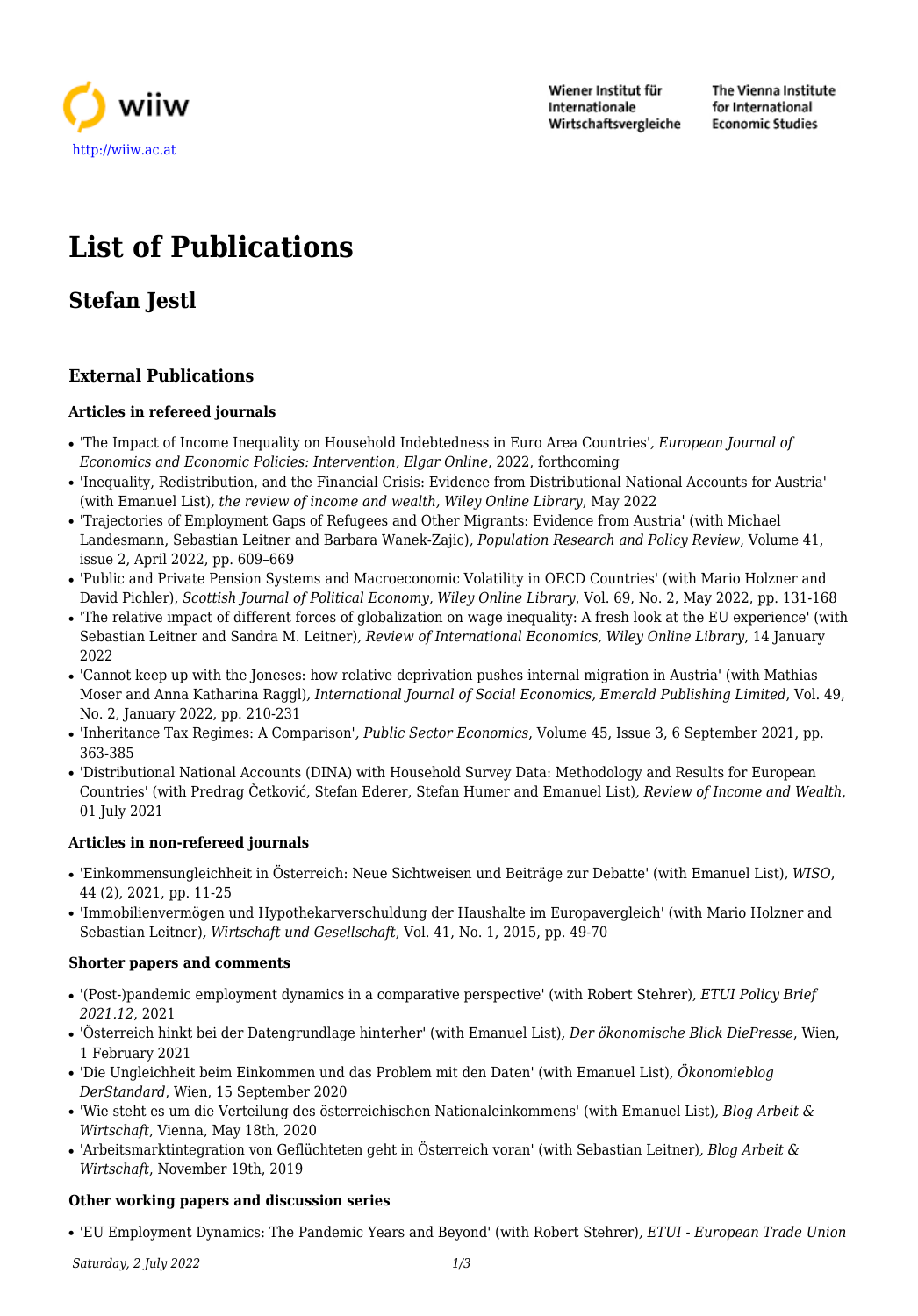http://wiiw.ac.at

# List of Publications

## Stefan Jestl

### External Publications

#### Articles in refereed journals

- 'The Impact of Income Inequality on Household Indebtedness in Euro Area Countries', *European Journal of Economics and Economic Policies: Intervention, Elgar Online*, 2022, forthcoming
- 'Inequality, Redistribution, and the Financial Crisis: Evidence from Distributional National Accounts for Austria' (with Emanuel List), *the review of income and wealth, Wiley Online Library*, May 2022
- 'Trajectories of Employment Gaps of Refugees and Other Migrants: Evidence from Austria' (with Michael Landesmann, Sebastian Leitner and Barbara Wanek-Zajic), *Population Research and Policy Review*, Volume 41, issue 2, April 2022, pp. 609–669
- 'Public and Private Pension Systems and Macroeconomic Volatility in OECD Countries' (with Mario Holzner and David Pichler), *Scottish Journal of Political Economy, Wiley Online Library*, Vol. 69, No. 2, May 2022, pp. 131-168
- 'The relative impact of different forces of globalization on wage inequality: A fresh look at the EU experience' (with Sebastian Leitner and Sandra M. Leitner), *Review of International Economics, Wiley Online Library*, 14 January 2022
- 'Cannot keep up with the Joneses: how relative deprivation pushes internal migration in Austria' (with Mathias Moser and Anna Katharina Raggl), *International Journal of Social Economics, Emerald Publishing Limited*, Vol. 49, No. 2, January 2022, pp. 210-231
- 'Inheritance Tax Regimes: A Comparison', *Public Sector Economics*, Volume 45, Issue 3, 6 September 2021, pp. 363-385
- 'Distributional National Accounts (DINA) with Household Survey Data: Methodology and Results for European Countries' (with Predrag Četković, Stefan Ederer, Stefan Humer and Emanuel List), *Review of Income and Wealth*, 01 July 2021

#### Articles in non-refereed journals

- 'Einkommensungleichheit in Österreich: Neue Sichtweisen und Beiträge zur Debatte' (with Emanuel List), *WISO*, 44 (2), 2021, pp. 11-25
- 'Immobilienvermögen und Hypothekarverschuldung der Haushalte im Europavergleich' (with Mario Holzner and Sebastian Leitner), *Wirtschaft und Gesellschaft*, Vol. 41, No. 1, 2015, pp. 49-70

#### Shorter papers and comments

- '(Post-)pandemic employment dynamics in a comparative perspective' (with Robert Stehrer), *ETUI Policy Brief 2021.12*, 2021
- 'Österreich hinkt bei der Datengrundlage hinterher' (with Emanuel List), *Der ökonomische Blick DiePresse*, Wien, 1 February 2021
- 'Die Ungleichheit beim Einkommen und das Problem mit den Daten' (with Emanuel List), *Ökonomieblog DerStandard*, Wien, 15 September 2020
- 'Wie steht es um die Verteilung des österreichischen Nationaleinkommens' (with Emanuel List), *Blog Arbeit & Wirtschaft*, Vienna, May 18th, 2020
- 'Arbeitsmarktintegration von Geflüchteten geht in Österreich voran' (with Sebastian Leitner), *Blog Arbeit & Wirtschaft*, November 19th, 2019

#### Other working papers and discussion series

- 'EU Employment Dynamics: The Pandemic Years and Beyond' (with Robert Stehrer), *ETUI - European Trade Union*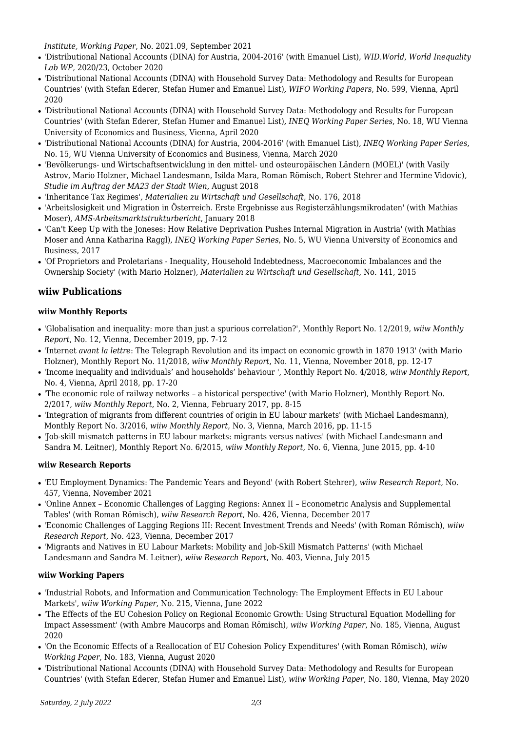*Institute, Working Paper*, No. 2021.09, September 2021

- 'Distributional National Accounts (DINA) for Austria, 2004-2016' (with Emanuel List)*, WID.World, World Inequality Lab WP*, 2020/23, October 2020
- 'Distributional National Accounts (DINA) with Household Survey Data: Methodology and Results for European Countries' (with Stefan Ederer, Stefan Humer and Emanuel List)*, WIFO Working Papers*, No. 599, Vienna, April 2020
- 'Distributional National Accounts (DINA) with Household Survey Data: Methodology and Results for European Countries' (with Stefan Ederer, Stefan Humer and Emanuel List)*, INEQ Working Paper Series*, No. 18, WU Vienna University of Economics and Business, Vienna, April 2020
- 'Distributional National Accounts (DINA) for Austria, 2004-2016' (with Emanuel List)*, INEQ Working Paper Series*, No. 15, WU Vienna University of Economics and Business, Vienna, March 2020
- 'Bevölkerungs- und Wirtschaftsentwicklung in den mittel- und osteuropäischen Ländern (MOEL)' (with Vasily Astrov, Mario Holzner, Michael Landesmann, Isilda Mara, Roman Römisch, Robert Stehrer and Hermine Vidovic)*, Studie im Auftrag der MA23 der Stadt Wien*, August 2018
- 'Inheritance Tax Regimes'*, Materialien zu Wirtschaft und Gesellschaft*, No. 176, 2018
- 'Arbeitslosigkeit und Migration in Österreich. Erste Ergebnisse aus Registerzählungsmikrodaten' (with Mathias Moser)*, AMS-Arbeitsmarktstrukturbericht*, January 2018
- 'Can't Keep Up with the Joneses: How Relative Deprivation Pushes Internal Migration in Austria' (with Mathias Moser and Anna Katharina Raggl)*, INEQ Working Paper Series*, No. 5, WU Vienna University of Economics and Business, 2017
- 'Of Proprietors and Proletarians - Inequality, Household Indebtedness, Macroeconomic Imbalances and the Ownership Society' (with Mario Holzner)*, Materialien zu Wirtschaft und Gesellschaft*, No. 141, 2015

## wiiw Publications

#### wiiw Monthly Reports

- 'Globalisation and inequality: more than just a spurious correlation?', Monthly Report No. 12/2019, *wiiw Monthly Report*, No. 12, Vienna, December 2019, pp. 7-12
- 'Internet *avant la lettre*: The Telegraph Revolution and its impact on economic growth in 1870 1913' (with Mario Holzner), Monthly Report No. 11/2018, *wiiw Monthly Report*, No. 11, Vienna, November 2018, pp. 12-17
- 'Income inequality and individuals' and households' behaviour ', Monthly Report No. 4/2018, *wiiw Monthly Report*, No. 4, Vienna, April 2018, pp. 17-20
- 'The economic role of railway networks – a historical perspective' (with Mario Holzner), Monthly Report No. 2/2017, *wiiw Monthly Report*, No. 2, Vienna, February 2017, pp. 8-15
- 'Integration of migrants from different countries of origin in EU labour markets' (with Michael Landesmann), Monthly Report No. 3/2016, *wiiw Monthly Report*, No. 3, Vienna, March 2016, pp. 11-15
- 'Job-skill mismatch patterns in EU labour markets: migrants versus natives' (with Michael Landesmann and Sandra M. Leitner), Monthly Report No. 6/2015, *wiiw Monthly Report*, No. 6, Vienna, June 2015, pp. 4-10

#### wiiw Research Reports

- 'EU Employment Dynamics: The Pandemic Years and Beyond' (with Robert Stehrer), *wiiw Research Report*, No. 457, Vienna, November 2021
- 'Online Annex – Economic Challenges of Lagging Regions: Annex II – Econometric Analysis and Supplemental Tables' (with Roman Römisch)*, wiiw Research Report*, No. 426, Vienna, December 2017
- 'Economic Challenges of Lagging Regions III: Recent Investment Trends and Needs' (with Roman Römisch)*, wiiw Research Report*, No. 423, Vienna, December 2017
- 'Migrants and Natives in EU Labour Markets: Mobility and Job-Skill Mismatch Patterns' (with Michael Landesmann and Sandra M. Leitner)*, wiiw Research Report*, No. 403, Vienna, July 2015

#### wiiw Working Papers

- 'Industrial Robots, and Information and Communication Technology: The Employment Effects in EU Labour Markets', *wiiw Working Paper*, No. 215, Vienna, June 2022
- 'The Effects of the EU Cohesion Policy on Regional Economic Growth: Using Structural Equation Modelling for Impact Assessment' (with Ambre Maucorps and Roman Römisch)*, wiiw Working Paper*, No. 185, Vienna, August 2020
- 'On the Economic Effects of a Reallocation of EU Cohesion Policy Expenditures' (with Roman Römisch)*, wiiw Working Paper*, No. 183, Vienna, August 2020
- 'Distributional National Accounts (DINA) with Household Survey Data: Methodology and Results for European Countries' (with Stefan Ederer, Stefan Humer and Emanuel List)*, wiiw Working Paper*, No. 180, Vienna, May 2020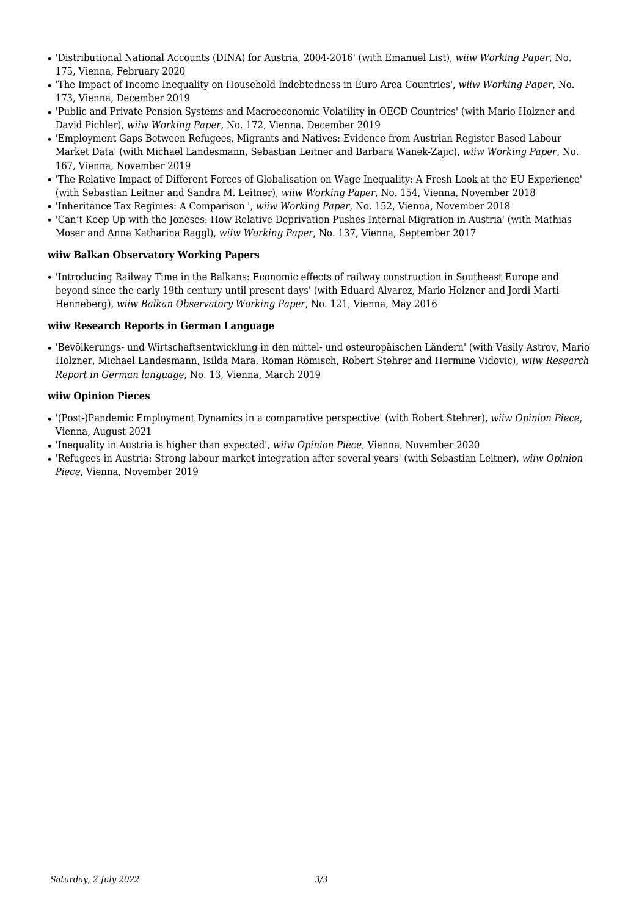- 'Distributional National Accounts (DINA) for Austria, 2004-2016' (with Emanuel List), *wiiw Working Paper*, No. 175, Vienna, February 2020
- 'The Impact of Income Inequality on Household Indebtedness in Euro Area Countries', *wiiw Working Paper*, No. 173, Vienna, December 2019
- 'Public and Private Pension Systems and Macroeconomic Volatility in OECD Countries' (with Mario Holzner and David Pichler), *wiiw Working Paper*, No. 172, Vienna, December 2019
- 'Employment Gaps Between Refugees, Migrants and Natives: Evidence from Austrian Register Based Labour Market Data' (with Michael Landesmann, Sebastian Leitner and Barbara Wanek-Zajic), *wiiw Working Paper*, No. 167, Vienna, November 2019
- 'The Relative Impact of Different Forces of Globalisation on Wage Inequality: A Fresh Look at the EU Experience' (with Sebastian Leitner and Sandra M. Leitner), *wiiw Working Paper*, No. 154, Vienna, November 2018
- 'Inheritance Tax Regimes: A Comparison ', *wiiw Working Paper*, No. 152, Vienna, November 2018
- 'Can't Keep Up with the Joneses: How Relative Deprivation Pushes Internal Migration in Austria' (with Mathias Moser and Anna Katharina Raggl), *wiiw Working Paper*, No. 137, Vienna, September 2017

**wiiw Balkan Observatory Working Papers**

- 'Introducing Railway Time in the Balkans: Economic effects of railway construction in Southeast Europe and beyond since the early 19th century until present days' (with Eduard Alvarez, Mario Holzner and Jordi Marti-Henneberg), *wiiw Balkan Observatory Working Paper*, No. 121, Vienna, May 2016

**wiiw Research Reports in German Language**

- 'Bevölkerungs- und Wirtschaftsentwicklung in den mittel- und osteuropäischen Ländern' (with Vasily Astrov, Mario Holzner, Michael Landesmann, Isilda Mara, Roman Römisch, Robert Stehrer and Hermine Vidovic), *wiiw Research Report in German language*, No. 13, Vienna, March 2019

**wiiw Opinion Pieces**

- '(Post-)Pandemic Employment Dynamics in a comparative perspective' (with Robert Stehrer), *wiiw Opinion Piece*, Vienna, August 2021
- 'Inequality in Austria is higher than expected', *wiiw Opinion Piece*, Vienna, November 2020
- 'Refugees in Austria: Strong labour market integration after several years' (with Sebastian Leitner), *wiiw Opinion Piece*, Vienna, November 2019